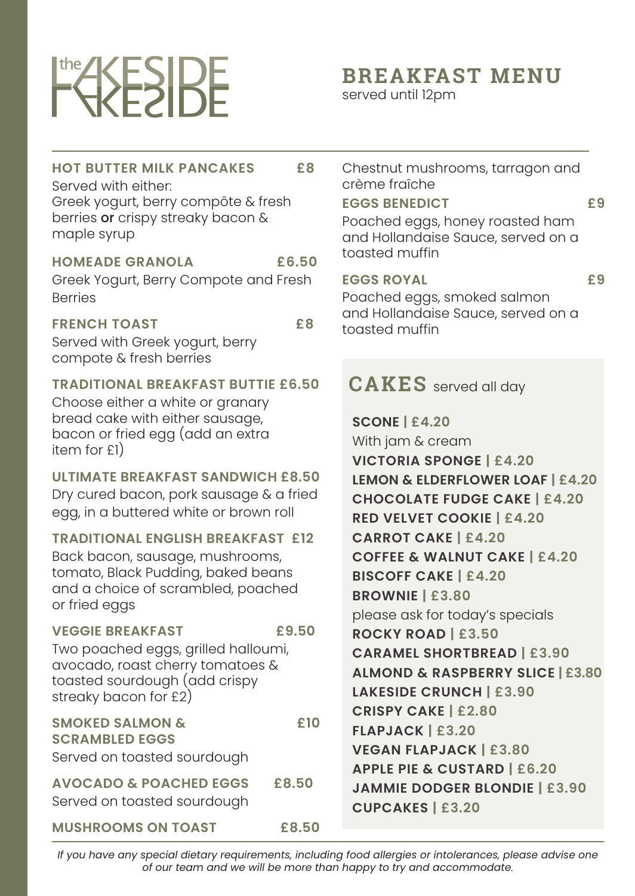# the LAKESIDE

## BREAKFAST MENU

served until 12pm

**HOT BUTTER MILK PANCAKES** **£8**

Served with either:
Greek yogurt, berry compôte & fresh berries **or** crispy streaky bacon & maple syrup

**HOMEADE GRANOLA** **£6.50**

Greek Yogurt, Berry Compote and Fresh Berries

**FRENCH TOAST** **£8**

Served with Greek yogurt, berry compote & fresh berries

**TRADITIONAL BREAKFAST BUTTIE £6.50**

Choose either a white or granary bread cake with either sausage, bacon or fried egg (add an extra item for £1)

**ULTIMATE BREAKFAST SANDWICH £8.50**

Dry cured bacon, pork sausage & a fried egg, in a buttered white or brown roll

**TRADITIONAL ENGLISH BREAKFAST £12**

Back bacon, sausage, mushrooms, tomato, Black Pudding, baked beans and a choice of scrambled, poached or fried eggs

**VEGGIE BREAKFAST** **£9.50**

Two poached eggs, grilled halloumi, avocado, roast cherry tomatoes & toasted sourdough (add crispy streaky bacon for £2)

**SMOKED SALMON & SCRAMBLED EGGS** **£10**

Served on toasted sourdough

**AVOCADO & POACHED EGGS** **£8.50**

Served on toasted sourdough

**MUSHROOMS ON TOAST** **£8.50**

Chestnut mushrooms, tarragon and crème fraîche

**EGGS BENEDICT** **£9**

Poached eggs, honey roasted ham and Hollandaise Sauce, served on a toasted muffin

**EGGS ROYAL** **£9**

Poached eggs, smoked salmon and Hollandaise Sauce, served on a toasted muffin

## CAKES served all day

**SCONE | £4.20**
With jam & cream
**VICTORIA SPONGE | £4.20**
**LEMON & ELDERFLOWER LOAF | £4.20**
**CHOCOLATE FUDGE CAKE | £4.20**
**RED VELVET COOKIE | £4.20**
**CARROT CAKE | £4.20**
**COFFEE & WALNUT CAKE | £4.20**
**BISCOFF CAKE | £4.20**
**BROWNIE | £3.80**
please ask for today's specials
**ROCKY ROAD | £3.50**
**CARAMEL SHORTBREAD | £3.90**
**ALMOND & RASPBERRY SLICE | £3.80**
**LAKESIDE CRUNCH | £3.90**
**CRISPY CAKE | £2.80**
**FLAPJACK | £3.20**
**VEGAN FLAPJACK | £3.80**
**APPLE PIE & CUSTARD | £6.20**
**JAMMIE DODGER BLONDIE | £3.90**
**CUPCAKES | £3.20**

*If you have any special dietary requirements, including food allergies or intolerances, please advise one of our team and we will be more than happy to try and accommodate.*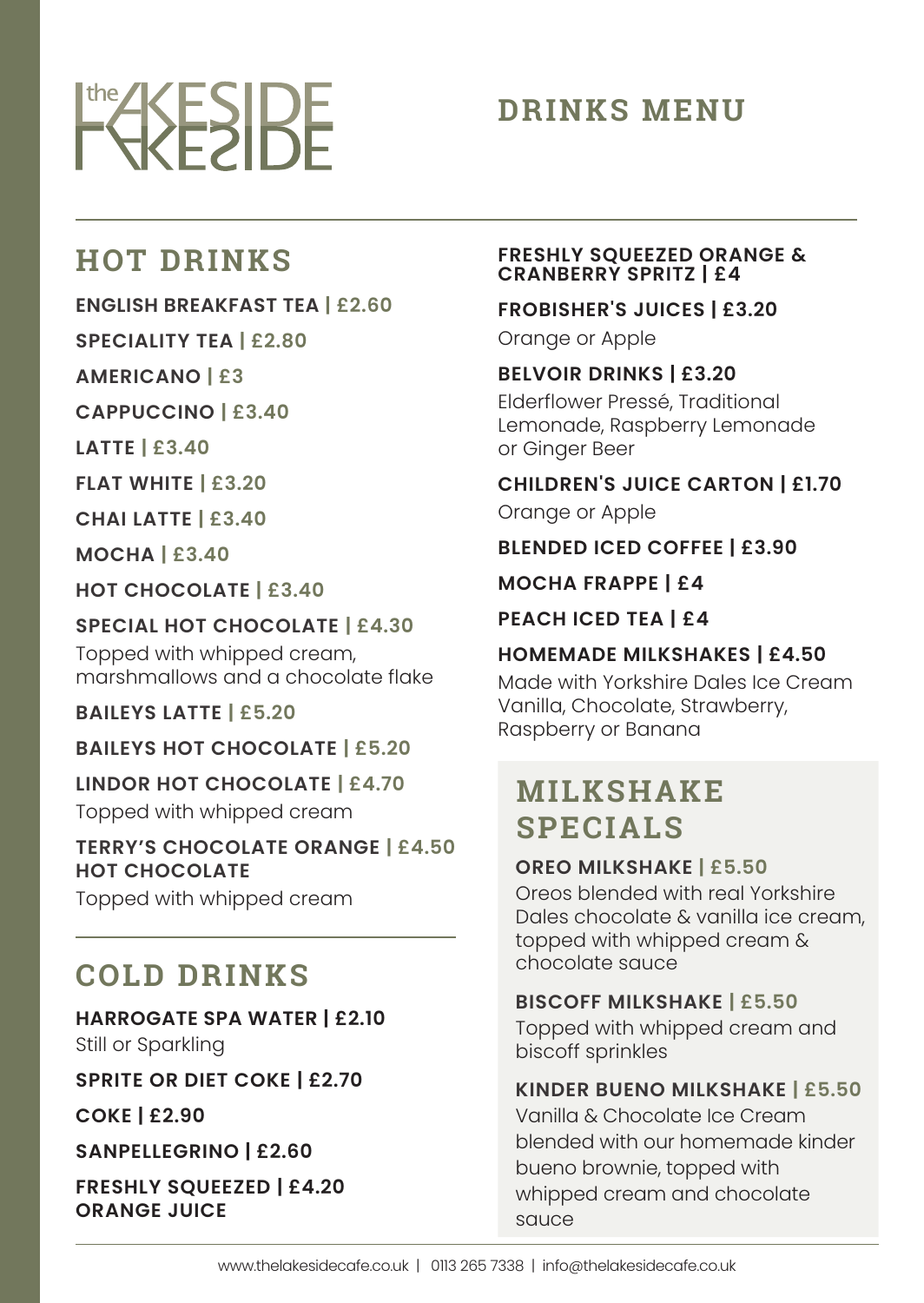# the LAKESIDE

## DRINKS MENU

## HOT DRINKS

**ENGLISH BREAKFAST TEA | £2.60**

**SPECIALITY TEA | £2.80**

**AMERICANO | £3**

**CAPPUCCINO | £3.40**

**LATTE | £3.40**

**FLAT WHITE | £3.20**

**CHAI LATTE | £3.40**

**MOCHA | £3.40**

**HOT CHOCOLATE | £3.40**

**SPECIAL HOT CHOCOLATE | £4.30**
Topped with whipped cream, marshmallows and a chocolate flake

**BAILEYS LATTE | £5.20**

**BAILEYS HOT CHOCOLATE | £5.20**

**LINDOR HOT CHOCOLATE | £4.70**
Topped with whipped cream

**TERRY'S CHOCOLATE ORANGE HOT CHOCOLATE | £4.50**
Topped with whipped cream

## COLD DRINKS

**HARROGATE SPA WATER | £2.10**
Still or Sparkling

**SPRITE OR DIET COKE | £2.70**

**COKE | £2.90**

**SANPELLEGRINO | £2.60**

**FRESHLY SQUEEZED ORANGE JUICE | £4.20**

**FRESHLY SQUEEZED ORANGE & CRANBERRY SPRITZ | £4**

**FROBISHER'S JUICES | £3.20**
Orange or Apple

**BELVOIR DRINKS | £3.20**
Elderflower Pressé, Traditional Lemonade, Raspberry Lemonade or Ginger Beer

**CHILDREN'S JUICE CARTON | £1.70**
Orange or Apple

**BLENDED ICED COFFEE | £3.90**

**MOCHA FRAPPE | £4**

**PEACH ICED TEA | £4**

**HOMEMADE MILKSHAKES | £4.50**
Made with Yorkshire Dales Ice Cream Vanilla, Chocolate, Strawberry, Raspberry or Banana

## MILKSHAKE SPECIALS

**OREO MILKSHAKE | £5.50**
Oreos blended with real Yorkshire Dales chocolate & vanilla ice cream, topped with whipped cream & chocolate sauce

**BISCOFF MILKSHAKE | £5.50**
Topped with whipped cream and biscoff sprinkles

**KINDER BUENO MILKSHAKE | £5.50**
Vanilla & Chocolate Ice Cream blended with our homemade kinder bueno brownie, topped with whipped cream and chocolate sauce

www.thelakesidecafe.co.uk | 0113 265 7338 | info@thelakesidecafe.co.uk